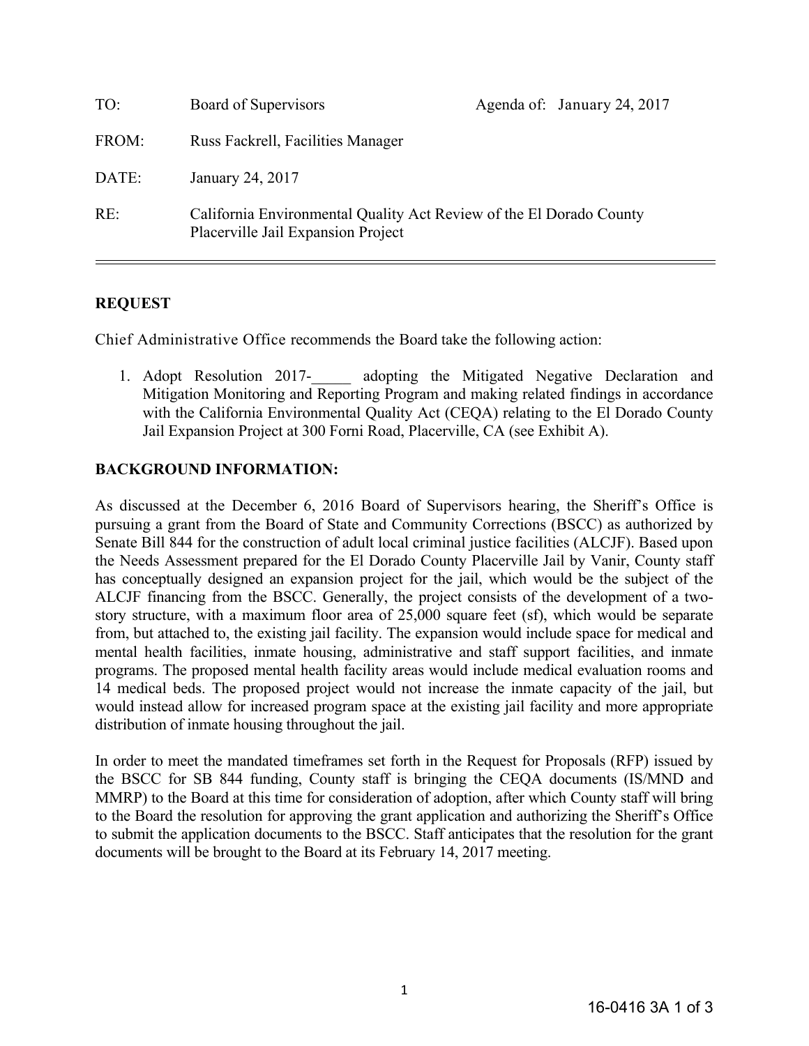| | | | |
|---|---|---|---|
| TO: | Board of Supervisors | Agenda of: | January 24, 2017 |
| FROM: | Russ Fackrell, Facilities Manager | | |
| DATE: | January 24, 2017 | | |
| RE: | California Environmental Quality Act Review of the El Dorado County Placerville Jail Expansion Project | | |

---

**REQUEST**

Chief Administrative Office recommends the Board take the following action:

1. Adopt Resolution 2017-\_\_\_\_\_ adopting the Mitigated Negative Declaration and Mitigation Monitoring and Reporting Program and making related findings in accordance with the California Environmental Quality Act (CEQA) relating to the El Dorado County Jail Expansion Project at 300 Forni Road, Placerville, CA (see Exhibit A).

**BACKGROUND INFORMATION:**

As discussed at the December 6, 2016 Board of Supervisors hearing, the Sheriff's Office is pursuing a grant from the Board of State and Community Corrections (BSCC) as authorized by Senate Bill 844 for the construction of adult local criminal justice facilities (ALCJF). Based upon the Needs Assessment prepared for the El Dorado County Placerville Jail by Vanir, County staff has conceptually designed an expansion project for the jail, which would be the subject of the ALCJF financing from the BSCC. Generally, the project consists of the development of a two-story structure, with a maximum floor area of 25,000 square feet (sf), which would be separate from, but attached to, the existing jail facility. The expansion would include space for medical and mental health facilities, inmate housing, administrative and staff support facilities, and inmate programs. The proposed mental health facility areas would include medical evaluation rooms and 14 medical beds. The proposed project would not increase the inmate capacity of the jail, but would instead allow for increased program space at the existing jail facility and more appropriate distribution of inmate housing throughout the jail.

In order to meet the mandated timeframes set forth in the Request for Proposals (RFP) issued by the BSCC for SB 844 funding, County staff is bringing the CEQA documents (IS/MND and MMRP) to the Board at this time for consideration of adoption, after which County staff will bring to the Board the resolution for approving the grant application and authorizing the Sheriff's Office to submit the application documents to the BSCC. Staff anticipates that the resolution for the grant documents will be brought to the Board at its February 14, 2017 meeting.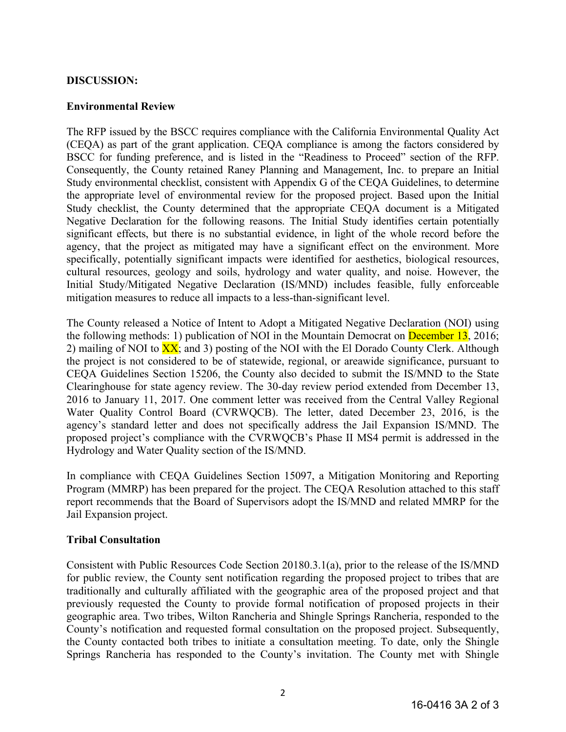**DISCUSSION:**

**Environmental Review**

The RFP issued by the BSCC requires compliance with the California Environmental Quality Act (CEQA) as part of the grant application. CEQA compliance is among the factors considered by BSCC for funding preference, and is listed in the "Readiness to Proceed" section of the RFP. Consequently, the County retained Raney Planning and Management, Inc. to prepare an Initial Study environmental checklist, consistent with Appendix G of the CEQA Guidelines, to determine the appropriate level of environmental review for the proposed project. Based upon the Initial Study checklist, the County determined that the appropriate CEQA document is a Mitigated Negative Declaration for the following reasons. The Initial Study identifies certain potentially significant effects, but there is no substantial evidence, in light of the whole record before the agency, that the project as mitigated may have a significant effect on the environment. More specifically, potentially significant impacts were identified for aesthetics, biological resources, cultural resources, geology and soils, hydrology and water quality, and noise. However, the Initial Study/Mitigated Negative Declaration (IS/MND) includes feasible, fully enforceable mitigation measures to reduce all impacts to a less-than-significant level.

The County released a Notice of Intent to Adopt a Mitigated Negative Declaration (NOI) using the following methods: 1) publication of NOI in the Mountain Democrat on December 13, 2016; 2) mailing of NOI to XX; and 3) posting of the NOI with the El Dorado County Clerk. Although the project is not considered to be of statewide, regional, or areawide significance, pursuant to CEQA Guidelines Section 15206, the County also decided to submit the IS/MND to the State Clearinghouse for state agency review. The 30-day review period extended from December 13, 2016 to January 11, 2017. One comment letter was received from the Central Valley Regional Water Quality Control Board (CVRWQCB). The letter, dated December 23, 2016, is the agency's standard letter and does not specifically address the Jail Expansion IS/MND. The proposed project's compliance with the CVRWQCB's Phase II MS4 permit is addressed in the Hydrology and Water Quality section of the IS/MND.

In compliance with CEQA Guidelines Section 15097, a Mitigation Monitoring and Reporting Program (MMRP) has been prepared for the project. The CEQA Resolution attached to this staff report recommends that the Board of Supervisors adopt the IS/MND and related MMRP for the Jail Expansion project.

**Tribal Consultation**

Consistent with Public Resources Code Section 20180.3.1(a), prior to the release of the IS/MND for public review, the County sent notification regarding the proposed project to tribes that are traditionally and culturally affiliated with the geographic area of the proposed project and that previously requested the County to provide formal notification of proposed projects in their geographic area. Two tribes, Wilton Rancheria and Shingle Springs Rancheria, responded to the County's notification and requested formal consultation on the proposed project. Subsequently, the County contacted both tribes to initiate a consultation meeting. To date, only the Shingle Springs Rancheria has responded to the County's invitation. The County met with Shingle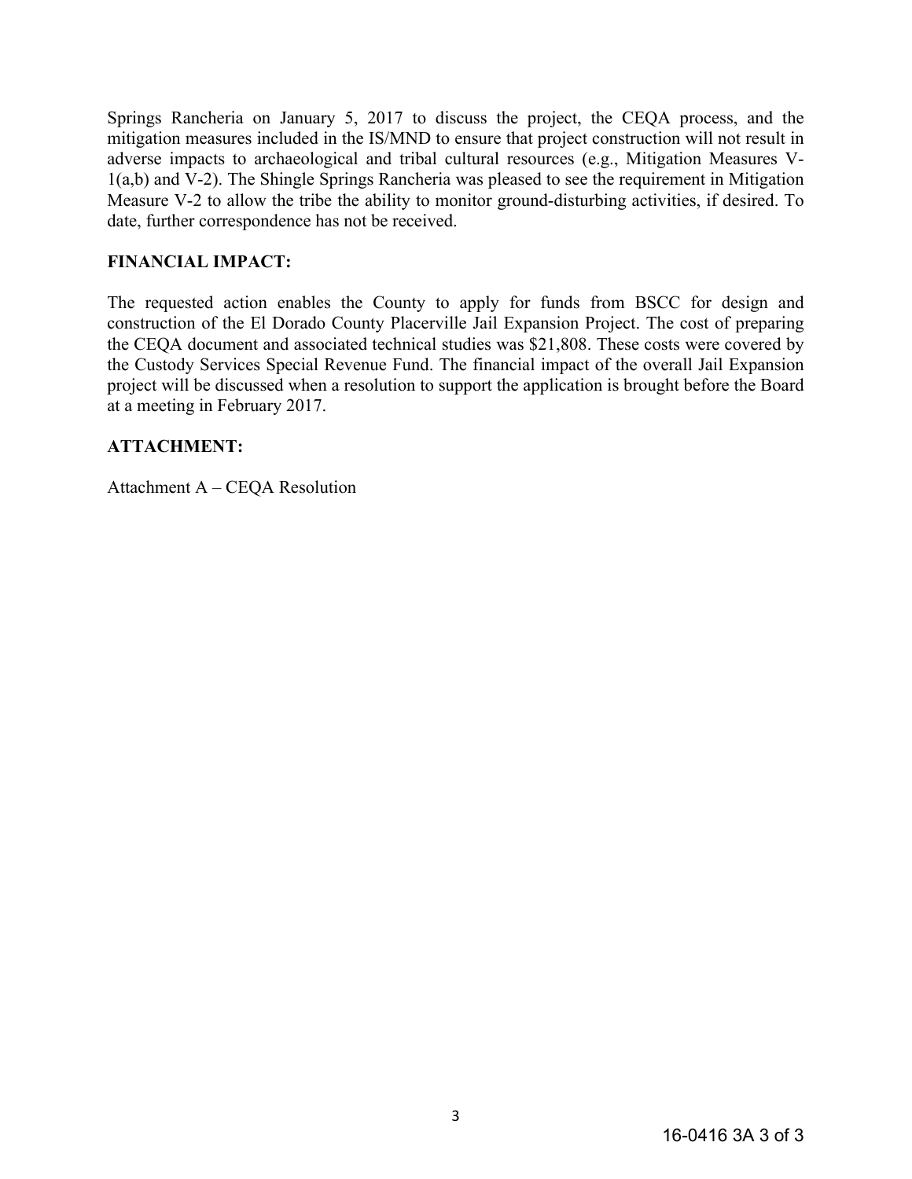Springs Rancheria on January 5, 2017 to discuss the project, the CEQA process, and the mitigation measures included in the IS/MND to ensure that project construction will not result in adverse impacts to archaeological and tribal cultural resources (e.g., Mitigation Measures V-1(a,b) and V-2). The Shingle Springs Rancheria was pleased to see the requirement in Mitigation Measure V-2 to allow the tribe the ability to monitor ground-disturbing activities, if desired. To date, further correspondence has not be received.

**FINANCIAL IMPACT:**

The requested action enables the County to apply for funds from BSCC for design and construction of the El Dorado County Placerville Jail Expansion Project. The cost of preparing the CEQA document and associated technical studies was $21,808. These costs were covered by the Custody Services Special Revenue Fund. The financial impact of the overall Jail Expansion project will be discussed when a resolution to support the application is brought before the Board at a meeting in February 2017.

**ATTACHMENT:**

Attachment A – CEQA Resolution